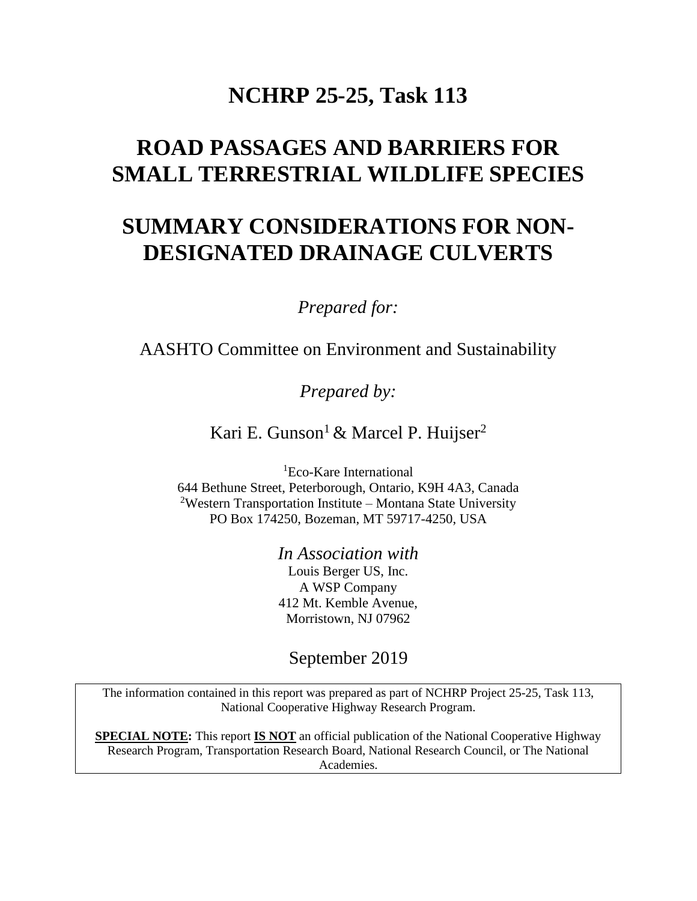# NCHRP 25-25, Task 113

# ROAD PASSAGES AND BARRIERS FOR SMALL TERRESTRIAL WILDLIFE SPECIES

# SUMMARY CONSIDERATIONS FOR NON-DESIGNATED DRAINAGE CULVERTS

*Prepared for:*

AASHTO Committee on Environment and Sustainability

*Prepared by:*

Kari E. Gunson[1] & Marcel P. Huijser[2]

[1]Eco-Kare International
644 Bethune Street, Peterborough, Ontario, K9H 4A3, Canada
[2]Western Transportation Institute – Montana State University
PO Box 174250, Bozeman, MT 59717-4250, USA

*In Association with*
Louis Berger US, Inc.
A WSP Company
412 Mt. Kemble Avenue,
Morristown, NJ 07962

September 2019

The information contained in this report was prepared as part of NCHRP Project 25-25, Task 113, National Cooperative Highway Research Program.

**SPECIAL NOTE:** This report **IS NOT** an official publication of the National Cooperative Highway Research Program, Transportation Research Board, National Research Council, or The National Academies.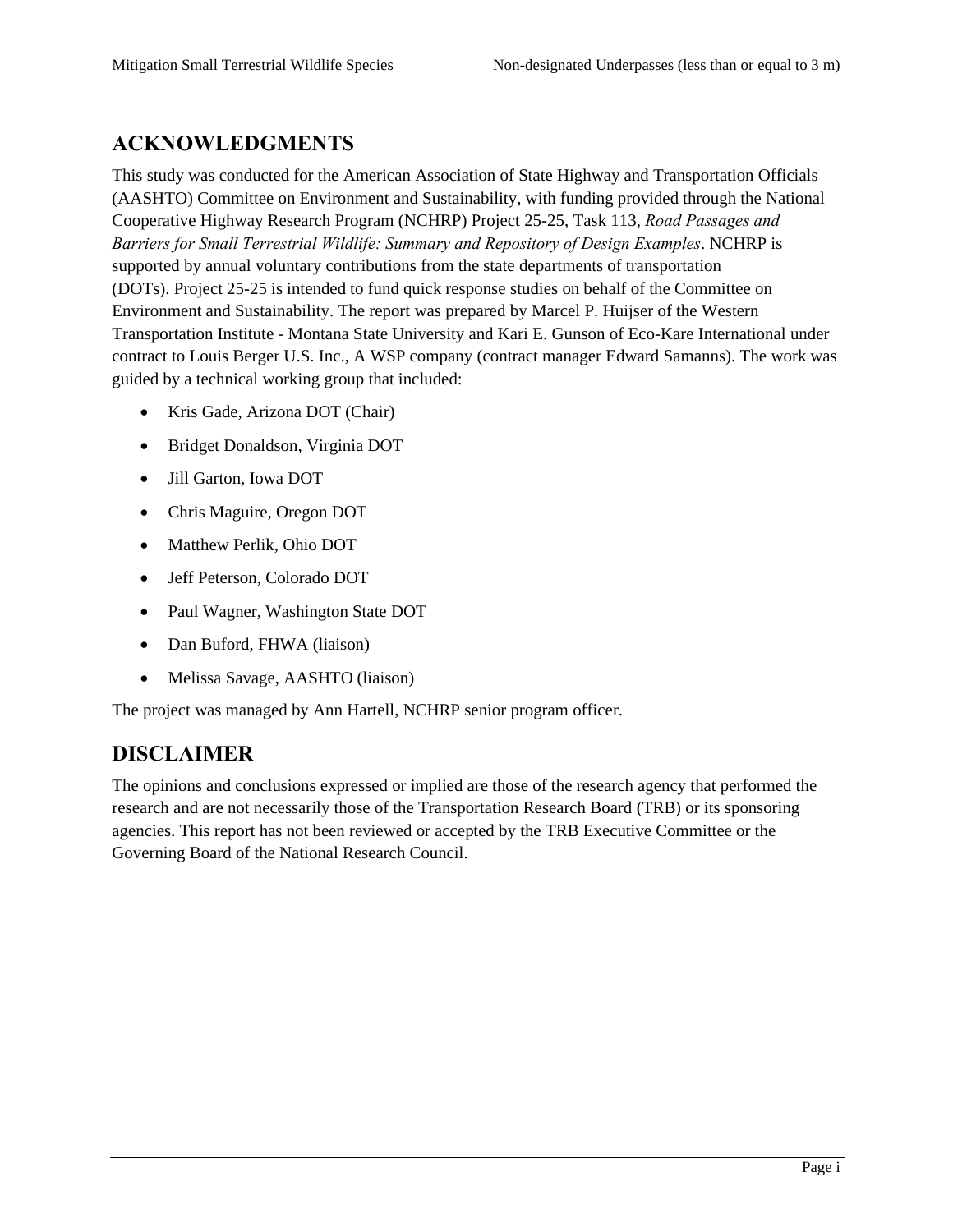## ACKNOWLEDGMENTS

This study was conducted for the American Association of State Highway and Transportation Officials (AASHTO) Committee on Environment and Sustainability, with funding provided through the National Cooperative Highway Research Program (NCHRP) Project 25-25, Task 113, *Road Passages and Barriers for Small Terrestrial Wildlife: Summary and Repository of Design Examples*. NCHRP is supported by annual voluntary contributions from the state departments of transportation (DOTs). Project 25-25 is intended to fund quick response studies on behalf of the Committee on Environment and Sustainability. The report was prepared by Marcel P. Huijser of the Western Transportation Institute - Montana State University and Kari E. Gunson of Eco-Kare International under contract to Louis Berger U.S. Inc., A WSP company (contract manager Edward Samanns). The work was guided by a technical working group that included:

- Kris Gade, Arizona DOT (Chair)
- Bridget Donaldson, Virginia DOT
- Jill Garton, Iowa DOT
- Chris Maguire, Oregon DOT
- Matthew Perlik, Ohio DOT
- Jeff Peterson, Colorado DOT
- Paul Wagner, Washington State DOT
- Dan Buford, FHWA (liaison)
- Melissa Savage, AASHTO (liaison)

The project was managed by Ann Hartell, NCHRP senior program officer.

## DISCLAIMER

The opinions and conclusions expressed or implied are those of the research agency that performed the research and are not necessarily those of the Transportation Research Board (TRB) or its sponsoring agencies. This report has not been reviewed or accepted by the TRB Executive Committee or the Governing Board of the National Research Council.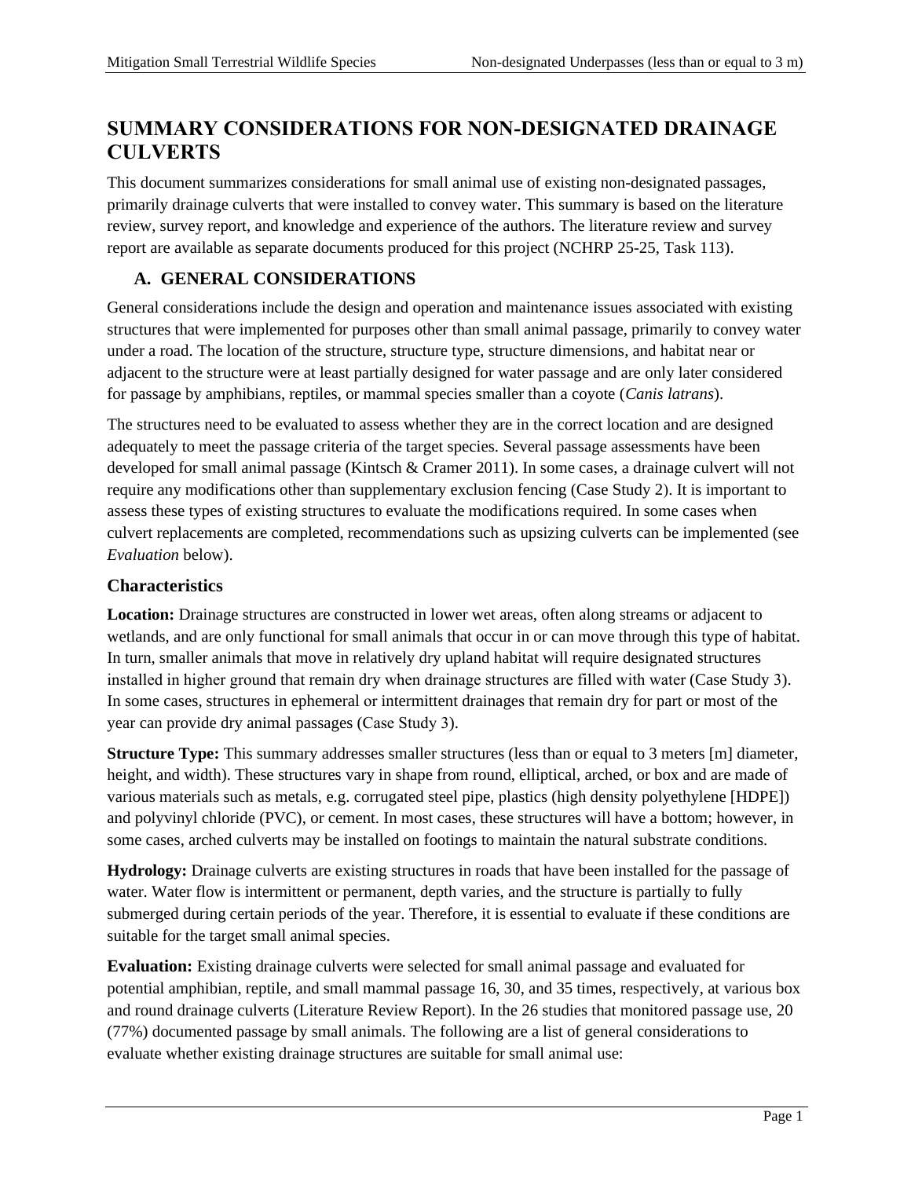# SUMMARY CONSIDERATIONS FOR NON-DESIGNATED DRAINAGE CULVERTS

This document summarizes considerations for small animal use of existing non-designated passages, primarily drainage culverts that were installed to convey water. This summary is based on the literature review, survey report, and knowledge and experience of the authors. The literature review and survey report are available as separate documents produced for this project (NCHRP 25-25, Task 113).

## A. GENERAL CONSIDERATIONS

General considerations include the design and operation and maintenance issues associated with existing structures that were implemented for purposes other than small animal passage, primarily to convey water under a road. The location of the structure, structure type, structure dimensions, and habitat near or adjacent to the structure were at least partially designed for water passage and are only later considered for passage by amphibians, reptiles, or mammal species smaller than a coyote (*Canis latrans*).

The structures need to be evaluated to assess whether they are in the correct location and are designed adequately to meet the passage criteria of the target species. Several passage assessments have been developed for small animal passage (Kintsch & Cramer 2011). In some cases, a drainage culvert will not require any modifications other than supplementary exclusion fencing (Case Study 2). It is important to assess these types of existing structures to evaluate the modifications required. In some cases when culvert replacements are completed, recommendations such as upsizing culverts can be implemented (see *Evaluation* below).

### Characteristics

**Location:** Drainage structures are constructed in lower wet areas, often along streams or adjacent to wetlands, and are only functional for small animals that occur in or can move through this type of habitat. In turn, smaller animals that move in relatively dry upland habitat will require designated structures installed in higher ground that remain dry when drainage structures are filled with water (Case Study 3). In some cases, structures in ephemeral or intermittent drainages that remain dry for part or most of the year can provide dry animal passages (Case Study 3).

**Structure Type:** This summary addresses smaller structures (less than or equal to 3 meters [m] diameter, height, and width). These structures vary in shape from round, elliptical, arched, or box and are made of various materials such as metals, e.g. corrugated steel pipe, plastics (high density polyethylene [HDPE]) and polyvinyl chloride (PVC), or cement. In most cases, these structures will have a bottom; however, in some cases, arched culverts may be installed on footings to maintain the natural substrate conditions.

**Hydrology:** Drainage culverts are existing structures in roads that have been installed for the passage of water. Water flow is intermittent or permanent, depth varies, and the structure is partially to fully submerged during certain periods of the year. Therefore, it is essential to evaluate if these conditions are suitable for the target small animal species.

**Evaluation:** Existing drainage culverts were selected for small animal passage and evaluated for potential amphibian, reptile, and small mammal passage 16, 30, and 35 times, respectively, at various box and round drainage culverts (Literature Review Report). In the 26 studies that monitored passage use, 20 (77%) documented passage by small animals. The following are a list of general considerations to evaluate whether existing drainage structures are suitable for small animal use: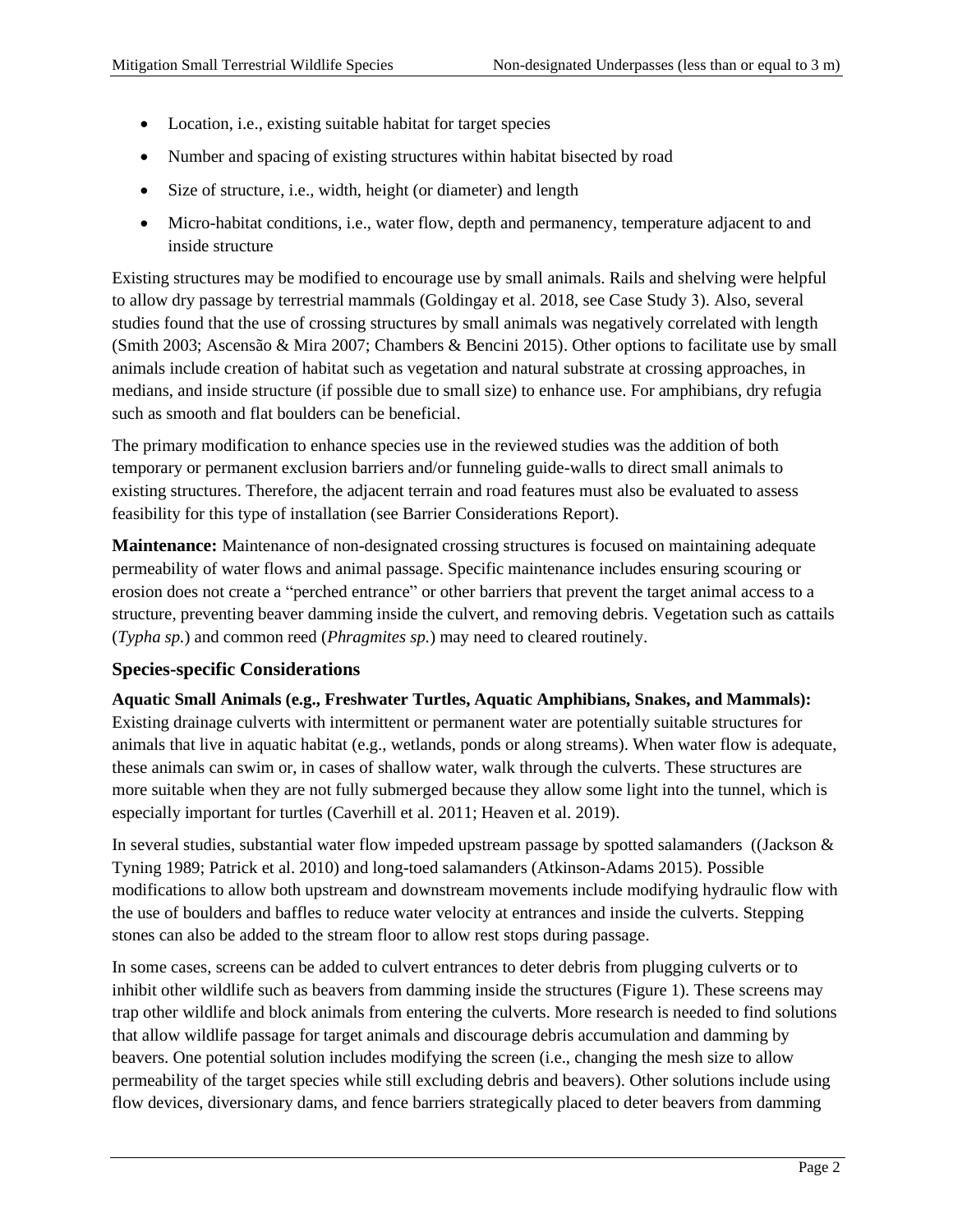- Location, i.e., existing suitable habitat for target species
- Number and spacing of existing structures within habitat bisected by road
- Size of structure, i.e., width, height (or diameter) and length
- Micro-habitat conditions, i.e., water flow, depth and permanency, temperature adjacent to and inside structure

Existing structures may be modified to encourage use by small animals. Rails and shelving were helpful to allow dry passage by terrestrial mammals (Goldingay et al. 2018, see Case Study 3). Also, several studies found that the use of crossing structures by small animals was negatively correlated with length (Smith 2003; Ascensão & Mira 2007; Chambers & Bencini 2015). Other options to facilitate use by small animals include creation of habitat such as vegetation and natural substrate at crossing approaches, in medians, and inside structure (if possible due to small size) to enhance use. For amphibians, dry refugia such as smooth and flat boulders can be beneficial.

The primary modification to enhance species use in the reviewed studies was the addition of both temporary or permanent exclusion barriers and/or funneling guide-walls to direct small animals to existing structures. Therefore, the adjacent terrain and road features must also be evaluated to assess feasibility for this type of installation (see Barrier Considerations Report).

**Maintenance:** Maintenance of non-designated crossing structures is focused on maintaining adequate permeability of water flows and animal passage. Specific maintenance includes ensuring scouring or erosion does not create a "perched entrance" or other barriers that prevent the target animal access to a structure, preventing beaver damming inside the culvert, and removing debris. Vegetation such as cattails (*Typha sp.*) and common reed (*Phragmites sp.*) may need to cleared routinely.

### Species-specific Considerations

**Aquatic Small Animals (e.g., Freshwater Turtles, Aquatic Amphibians, Snakes, and Mammals):** Existing drainage culverts with intermittent or permanent water are potentially suitable structures for animals that live in aquatic habitat (e.g., wetlands, ponds or along streams). When water flow is adequate, these animals can swim or, in cases of shallow water, walk through the culverts. These structures are more suitable when they are not fully submerged because they allow some light into the tunnel, which is especially important for turtles (Caverhill et al. 2011; Heaven et al. 2019).

In several studies, substantial water flow impeded upstream passage by spotted salamanders ((Jackson & Tyning 1989; Patrick et al. 2010) and long-toed salamanders (Atkinson-Adams 2015). Possible modifications to allow both upstream and downstream movements include modifying hydraulic flow with the use of boulders and baffles to reduce water velocity at entrances and inside the culverts. Stepping stones can also be added to the stream floor to allow rest stops during passage.

In some cases, screens can be added to culvert entrances to deter debris from plugging culverts or to inhibit other wildlife such as beavers from damming inside the structures (Figure 1). These screens may trap other wildlife and block animals from entering the culverts. More research is needed to find solutions that allow wildlife passage for target animals and discourage debris accumulation and damming by beavers. One potential solution includes modifying the screen (i.e., changing the mesh size to allow permeability of the target species while still excluding debris and beavers). Other solutions include using flow devices, diversionary dams, and fence barriers strategically placed to deter beavers from damming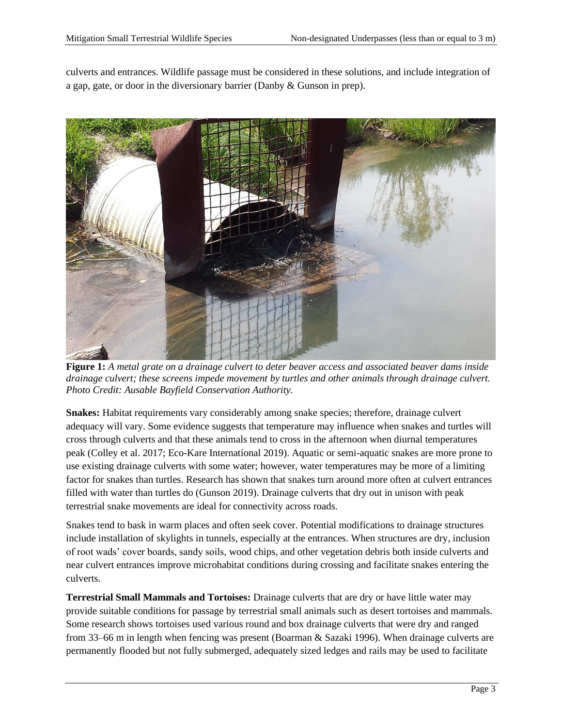culverts and entrances. Wildlife passage must be considered in these solutions, and include integration of a gap, gate, or door in the diversionary barrier (Danby & Gunson in prep).

**Figure 1:** *A metal grate on a drainage culvert to deter beaver access and associated beaver dams inside drainage culvert; these screens impede movement by turtles and other animals through drainage culvert. Photo Credit: Ausable Bayfield Conservation Authority.*

**Snakes:** Habitat requirements vary considerably among snake species; therefore, drainage culvert adequacy will vary. Some evidence suggests that temperature may influence when snakes and turtles will cross through culverts and that these animals tend to cross in the afternoon when diurnal temperatures peak (Colley et al. 2017; Eco-Kare International 2019). Aquatic or semi-aquatic snakes are more prone to use existing drainage culverts with some water; however, water temperatures may be more of a limiting factor for snakes than turtles. Research has shown that snakes turn around more often at culvert entrances filled with water than turtles do (Gunson 2019). Drainage culverts that dry out in unison with peak terrestrial snake movements are ideal for connectivity across roads.

Snakes tend to bask in warm places and often seek cover. Potential modifications to drainage structures include installation of skylights in tunnels, especially at the entrances. When structures are dry, inclusion of root wads' cover boards, sandy soils, wood chips, and other vegetation debris both inside culverts and near culvert entrances improve microhabitat conditions during crossing and facilitate snakes entering the culverts.

**Terrestrial Small Mammals and Tortoises:** Drainage culverts that are dry or have little water may provide suitable conditions for passage by terrestrial small animals such as desert tortoises and mammals. Some research shows tortoises used various round and box drainage culverts that were dry and ranged from 33–66 m in length when fencing was present (Boarman & Sazaki 1996). When drainage culverts are permanently flooded but not fully submerged, adequately sized ledges and rails may be used to facilitate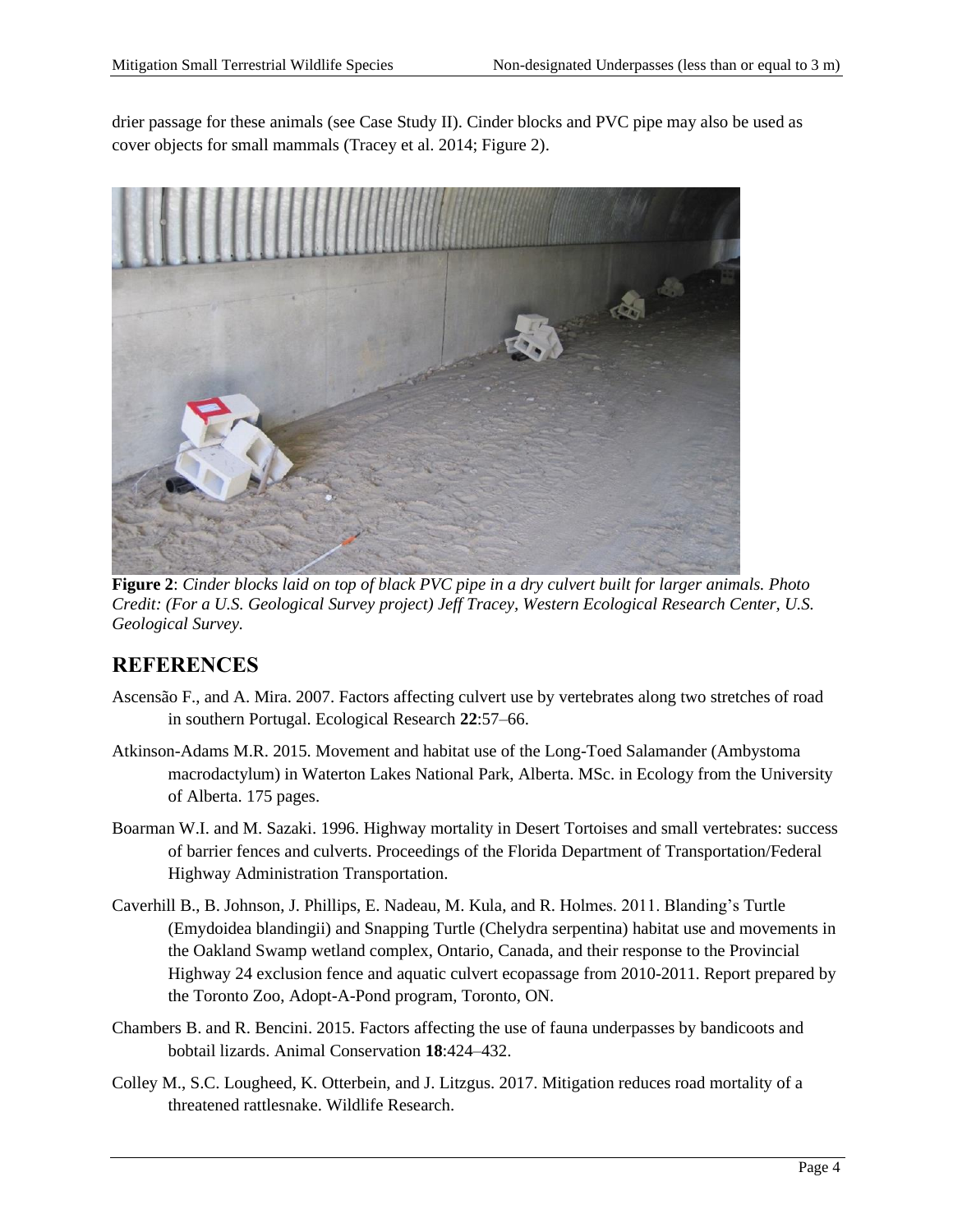drier passage for these animals (see Case Study II). Cinder blocks and PVC pipe may also be used as cover objects for small mammals (Tracey et al. 2014; Figure 2).

**Figure 2**: *Cinder blocks laid on top of black PVC pipe in a dry culvert built for larger animals. Photo Credit: (For a U.S. Geological Survey project) Jeff Tracey, Western Ecological Research Center, U.S. Geological Survey.*

## REFERENCES

Ascensão F., and A. Mira. 2007. Factors affecting culvert use by vertebrates along two stretches of road in southern Portugal. Ecological Research **22**:57–66.

Atkinson-Adams M.R. 2015. Movement and habitat use of the Long-Toed Salamander (Ambystoma macrodactylum) in Waterton Lakes National Park, Alberta. MSc. in Ecology from the University of Alberta. 175 pages.

Boarman W.I. and M. Sazaki. 1996. Highway mortality in Desert Tortoises and small vertebrates: success of barrier fences and culverts. Proceedings of the Florida Department of Transportation/Federal Highway Administration Transportation.

Caverhill B., B. Johnson, J. Phillips, E. Nadeau, M. Kula, and R. Holmes. 2011. Blanding's Turtle (Emydoidea blandingii) and Snapping Turtle (Chelydra serpentina) habitat use and movements in the Oakland Swamp wetland complex, Ontario, Canada, and their response to the Provincial Highway 24 exclusion fence and aquatic culvert ecopassage from 2010-2011. Report prepared by the Toronto Zoo, Adopt-A-Pond program, Toronto, ON.

Chambers B. and R. Bencini. 2015. Factors affecting the use of fauna underpasses by bandicoots and bobtail lizards. Animal Conservation **18**:424–432.

Colley M., S.C. Lougheed, K. Otterbein, and J. Litzgus. 2017. Mitigation reduces road mortality of a threatened rattlesnake. Wildlife Research.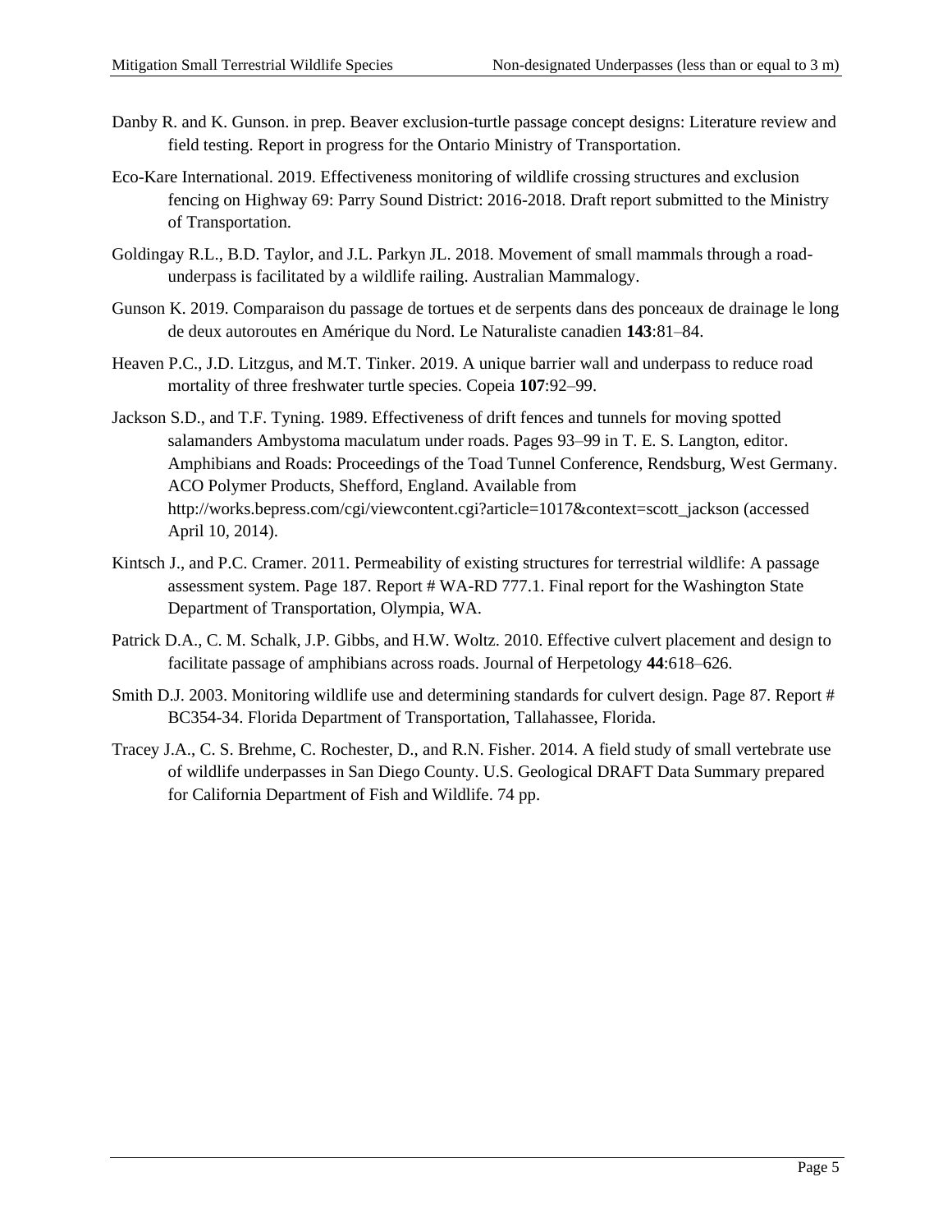Danby R. and K. Gunson. in prep. Beaver exclusion-turtle passage concept designs: Literature review and field testing. Report in progress for the Ontario Ministry of Transportation.

Eco-Kare International. 2019. Effectiveness monitoring of wildlife crossing structures and exclusion fencing on Highway 69: Parry Sound District: 2016-2018. Draft report submitted to the Ministry of Transportation.

Goldingay R.L., B.D. Taylor, and J.L. Parkyn JL. 2018. Movement of small mammals through a road-underpass is facilitated by a wildlife railing. Australian Mammalogy.

Gunson K. 2019. Comparaison du passage de tortues et de serpents dans des ponceaux de drainage le long de deux autoroutes en Amérique du Nord. Le Naturaliste canadien **143**:81–84.

Heaven P.C., J.D. Litzgus, and M.T. Tinker. 2019. A unique barrier wall and underpass to reduce road mortality of three freshwater turtle species. Copeia **107**:92–99.

Jackson S.D., and T.F. Tyning. 1989. Effectiveness of drift fences and tunnels for moving spotted salamanders Ambystoma maculatum under roads. Pages 93–99 in T. E. S. Langton, editor. Amphibians and Roads: Proceedings of the Toad Tunnel Conference, Rendsburg, West Germany. ACO Polymer Products, Shefford, England. Available from http://works.bepress.com/cgi/viewcontent.cgi?article=1017&context=scott_jackson (accessed April 10, 2014).

Kintsch J., and P.C. Cramer. 2011. Permeability of existing structures for terrestrial wildlife: A passage assessment system. Page 187. Report # WA-RD 777.1. Final report for the Washington State Department of Transportation, Olympia, WA.

Patrick D.A., C. M. Schalk, J.P. Gibbs, and H.W. Woltz. 2010. Effective culvert placement and design to facilitate passage of amphibians across roads. Journal of Herpetology **44**:618–626.

Smith D.J. 2003. Monitoring wildlife use and determining standards for culvert design. Page 87. Report # BC354-34. Florida Department of Transportation, Tallahassee, Florida.

Tracey J.A., C. S. Brehme, C. Rochester, D., and R.N. Fisher. 2014. A field study of small vertebrate use of wildlife underpasses in San Diego County. U.S. Geological DRAFT Data Summary prepared for California Department of Fish and Wildlife. 74 pp.